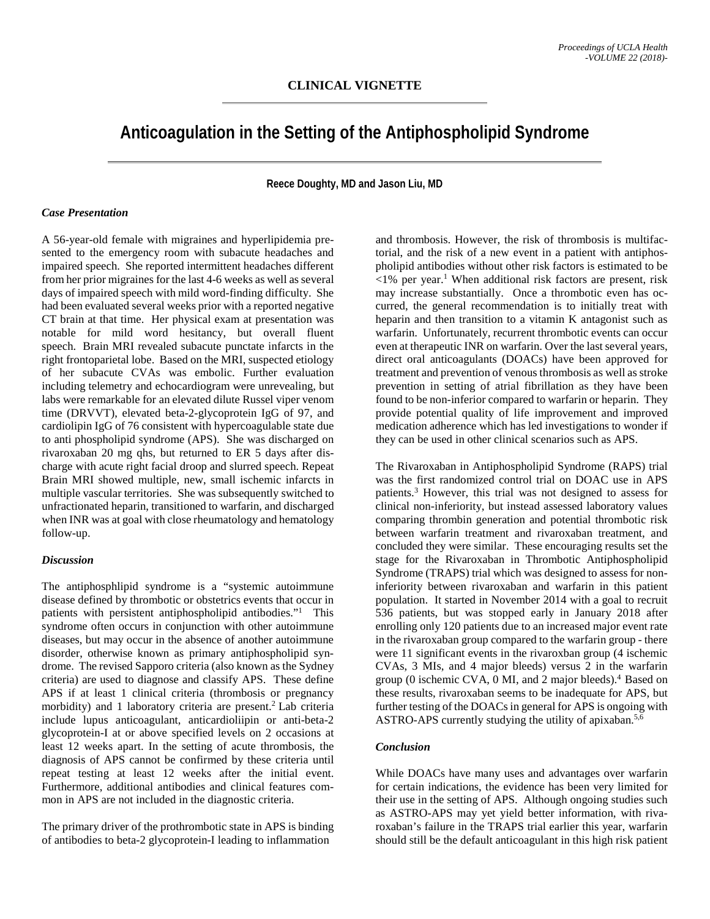**CLINICAL VIGNETTE**

# Anticoagulation in the Setting of the Antiphospholipid Syndrome

**Reece Doughty, MD and Jason Liu, MD**

### *Case Presentation*

A 56-year-old female with migraines and hyperlipidemia presented to the emergency room with subacute headaches and impaired speech. She reported intermittent headaches different from her prior migraines for the last 4-6 weeks as well as several days of impaired speech with mild word-finding difficulty. She had been evaluated several weeks prior with a reported negative CT brain at that time. Her physical exam at presentation was notable for mild word hesitancy, but overall fluent speech. Brain MRI revealed subacute punctate infarcts in the right frontoparietal lobe. Based on the MRI, suspected etiology of her subacute CVAs was embolic. Further evaluation including telemetry and echocardiogram were unrevealing, but labs were remarkable for an elevated dilute Russel viper venom time (DRVVT), elevated beta-2-glycoprotein IgG of 97, and cardiolipin IgG of 76 consistent with hypercoagulable state due to anti phospholipid syndrome (APS). She was discharged on rivaroxaban 20 mg qhs, but returned to ER 5 days after discharge with acute right facial droop and slurred speech. Repeat Brain MRI showed multiple, new, small ischemic infarcts in multiple vascular territories. She was subsequently switched to unfractionated heparin, transitioned to warfarin, and discharged when INR was at goal with close rheumatology and hematology follow-up.

### *Discussion*

The antiphosphlipid syndrome is a "systemic autoimmune disease defined by thrombotic or obstetrics events that occur in patients with persistent antiphospholipid antibodies."[1] This syndrome often occurs in conjunction with other autoimmune diseases, but may occur in the absence of another autoimmune disorder, otherwise known as primary antiphospholipid syndrome. The revised Sapporo criteria (also known as the Sydney criteria) are used to diagnose and classify APS. These define APS if at least 1 clinical criteria (thrombosis or pregnancy morbidity) and 1 laboratory criteria are present.[2] Lab criteria include lupus anticoagulant, anticardioliipin or anti-beta-2 glycoprotein-I at or above specified levels on 2 occasions at least 12 weeks apart. In the setting of acute thrombosis, the diagnosis of APS cannot be confirmed by these criteria until repeat testing at least 12 weeks after the initial event. Furthermore, additional antibodies and clinical features common in APS are not included in the diagnostic criteria.

The primary driver of the prothrombotic state in APS is binding of antibodies to beta-2 glycoprotein-I leading to inflammation and thrombosis. However, the risk of thrombosis is multifactorial, and the risk of a new event in a patient with antiphospholipid antibodies without other risk factors is estimated to be <1% per year.[1] When additional risk factors are present, risk may increase substantially. Once a thrombotic even has occurred, the general recommendation is to initially treat with heparin and then transition to a vitamin K antagonist such as warfarin. Unfortunately, recurrent thrombotic events can occur even at therapeutic INR on warfarin. Over the last several years, direct oral anticoagulants (DOACs) have been approved for treatment and prevention of venous thrombosis as well as stroke prevention in setting of atrial fibrillation as they have been found to be non-inferior compared to warfarin or heparin. They provide potential quality of life improvement and improved medication adherence which has led investigations to wonder if they can be used in other clinical scenarios such as APS.

The Rivaroxaban in Antiphospholipid Syndrome (RAPS) trial was the first randomized control trial on DOAC use in APS patients.[3] However, this trial was not designed to assess for clinical non-inferiority, but instead assessed laboratory values comparing thrombin generation and potential thrombotic risk between warfarin treatment and rivaroxaban treatment, and concluded they were similar. These encouraging results set the stage for the Rivaroxaban in Thrombotic Antiphospholipid Syndrome (TRAPS) trial which was designed to assess for non-inferiority between rivaroxaban and warfarin in this patient population. It started in November 2014 with a goal to recruit 536 patients, but was stopped early in January 2018 after enrolling only 120 patients due to an increased major event rate in the rivaroxaban group compared to the warfarin group - there were 11 significant events in the rivaroxban group (4 ischemic CVAs, 3 MIs, and 4 major bleeds) versus 2 in the warfarin group (0 ischemic CVA, 0 MI, and 2 major bleeds).[4] Based on these results, rivaroxaban seems to be inadequate for APS, but further testing of the DOACs in general for APS is ongoing with ASTRO-APS currently studying the utility of apixaban.[5,6]

### *Conclusion*

While DOACs have many uses and advantages over warfarin for certain indications, the evidence has been very limited for their use in the setting of APS. Although ongoing studies such as ASTRO-APS may yet yield better information, with rivaroxaban's failure in the TRAPS trial earlier this year, warfarin should still be the default anticoagulant in this high risk patient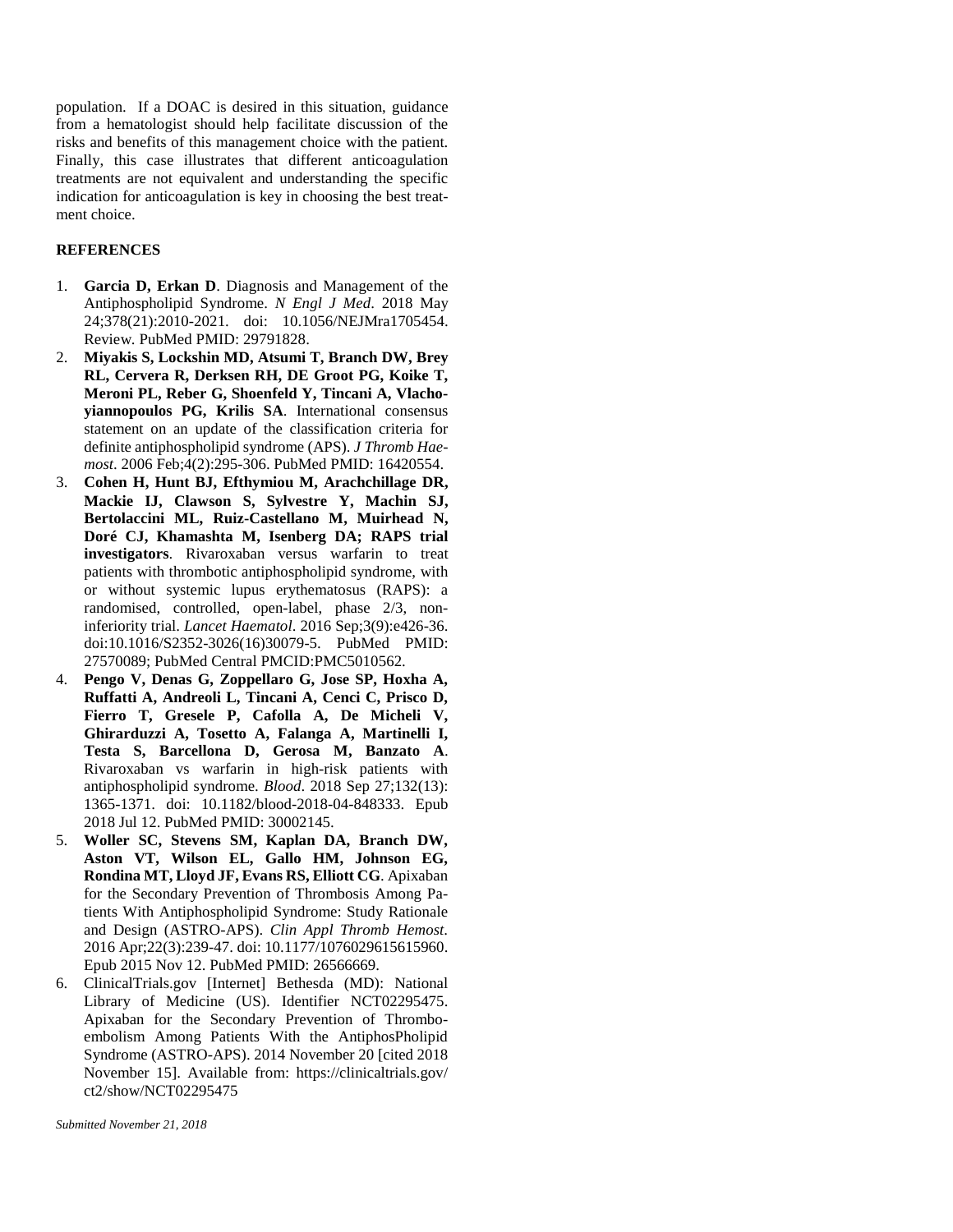population. If a DOAC is desired in this situation, guidance from a hematologist should help facilitate discussion of the risks and benefits of this management choice with the patient. Finally, this case illustrates that different anticoagulation treatments are not equivalent and understanding the specific indication for anticoagulation is key in choosing the best treatment choice.

## REFERENCES

1. **Garcia D, Erkan D**. Diagnosis and Management of the Antiphospholipid Syndrome. *N Engl J Med*. 2018 May 24;378(21):2010-2021. doi: 10.1056/NEJMra1705454. Review. PubMed PMID: 29791828.
2. **Miyakis S, Lockshin MD, Atsumi T, Branch DW, Brey RL, Cervera R, Derksen RH, DE Groot PG, Koike T, Meroni PL, Reber G, Shoenfeld Y, Tincani A, Vlachoyiannopoulos PG, Krilis SA**. International consensus statement on an update of the classification criteria for definite antiphospholipid syndrome (APS). *J Thromb Haemost*. 2006 Feb;4(2):295-306. PubMed PMID: 16420554.
3. **Cohen H, Hunt BJ, Efthymiou M, Arachchillage DR, Mackie IJ, Clawson S, Sylvestre Y, Machin SJ, Bertolaccini ML, Ruiz-Castellano M, Muirhead N, Doré CJ, Khamashta M, Isenberg DA; RAPS trial investigators**. Rivaroxaban versus warfarin to treat patients with thrombotic antiphospholipid syndrome, with or without systemic lupus erythematosus (RAPS): a randomised, controlled, open-label, phase 2/3, non-inferiority trial. *Lancet Haematol*. 2016 Sep;3(9):e426-36. doi:10.1016/S2352-3026(16)30079-5. PubMed PMID: 27570089; PubMed Central PMCID:PMC5010562.
4. **Pengo V, Denas G, Zoppellaro G, Jose SP, Hoxha A, Ruffatti A, Andreoli L, Tincani A, Cenci C, Prisco D, Fierro T, Gresele P, Cafolla A, De Micheli V, Ghirarduzzi A, Tosetto A, Falanga A, Martinelli I, Testa S, Barcellona D, Gerosa M, Banzato A**. Rivaroxaban vs warfarin in high-risk patients with antiphospholipid syndrome. *Blood*. 2018 Sep 27;132(13): 1365-1371. doi: 10.1182/blood-2018-04-848333. Epub 2018 Jul 12. PubMed PMID: 30002145.
5. **Woller SC, Stevens SM, Kaplan DA, Branch DW, Aston VT, Wilson EL, Gallo HM, Johnson EG, Rondina MT, Lloyd JF, Evans RS, Elliott CG**. Apixaban for the Secondary Prevention of Thrombosis Among Patients With Antiphospholipid Syndrome: Study Rationale and Design (ASTRO-APS). *Clin Appl Thromb Hemost*. 2016 Apr;22(3):239-47. doi: 10.1177/1076029615615960. Epub 2015 Nov 12. PubMed PMID: 26566669.
6. ClinicalTrials.gov [Internet] Bethesda (MD): National Library of Medicine (US). Identifier NCT02295475. Apixaban for the Secondary Prevention of Thromboembolism Among Patients With the AntiphosPholipid Syndrome (ASTRO-APS). 2014 November 20 [cited 2018 November 15]. Available from: https://clinicaltrials.gov/ct2/show/NCT02295475

*Submitted November 21, 2018*